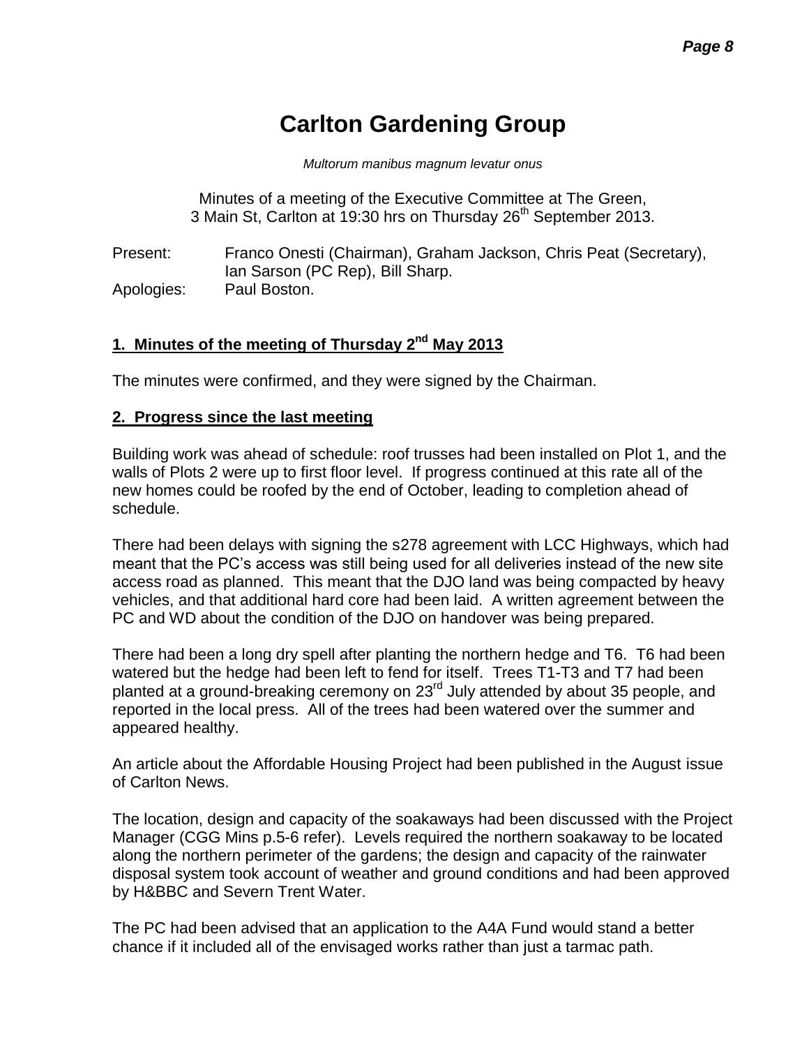# Carlton Gardening Group

*Multorum manibus magnum levatur onus*

Minutes of a meeting of the Executive Committee at The Green, 3 Main St, Carlton at 19:30 hrs on Thursday 26th September 2013.

Present: Franco Onesti (Chairman), Graham Jackson, Chris Peat (Secretary), Ian Sarson (PC Rep), Bill Sharp.
Apologies: Paul Boston.

## 1. Minutes of the meeting of Thursday 2nd May 2013

The minutes were confirmed, and they were signed by the Chairman.

## 2. Progress since the last meeting

Building work was ahead of schedule: roof trusses had been installed on Plot 1, and the walls of Plots 2 were up to first floor level. If progress continued at this rate all of the new homes could be roofed by the end of October, leading to completion ahead of schedule.

There had been delays with signing the s278 agreement with LCC Highways, which had meant that the PC's access was still being used for all deliveries instead of the new site access road as planned. This meant that the DJO land was being compacted by heavy vehicles, and that additional hard core had been laid. A written agreement between the PC and WD about the condition of the DJO on handover was being prepared.

There had been a long dry spell after planting the northern hedge and T6. T6 had been watered but the hedge had been left to fend for itself. Trees T1-T3 and T7 had been planted at a ground-breaking ceremony on 23rd July attended by about 35 people, and reported in the local press. All of the trees had been watered over the summer and appeared healthy.

An article about the Affordable Housing Project had been published in the August issue of Carlton News.

The location, design and capacity of the soakaways had been discussed with the Project Manager (CGG Mins p.5-6 refer). Levels required the northern soakaway to be located along the northern perimeter of the gardens; the design and capacity of the rainwater disposal system took account of weather and ground conditions and had been approved by H&BBC and Severn Trent Water.

The PC had been advised that an application to the A4A Fund would stand a better chance if it included all of the envisaged works rather than just a tarmac path.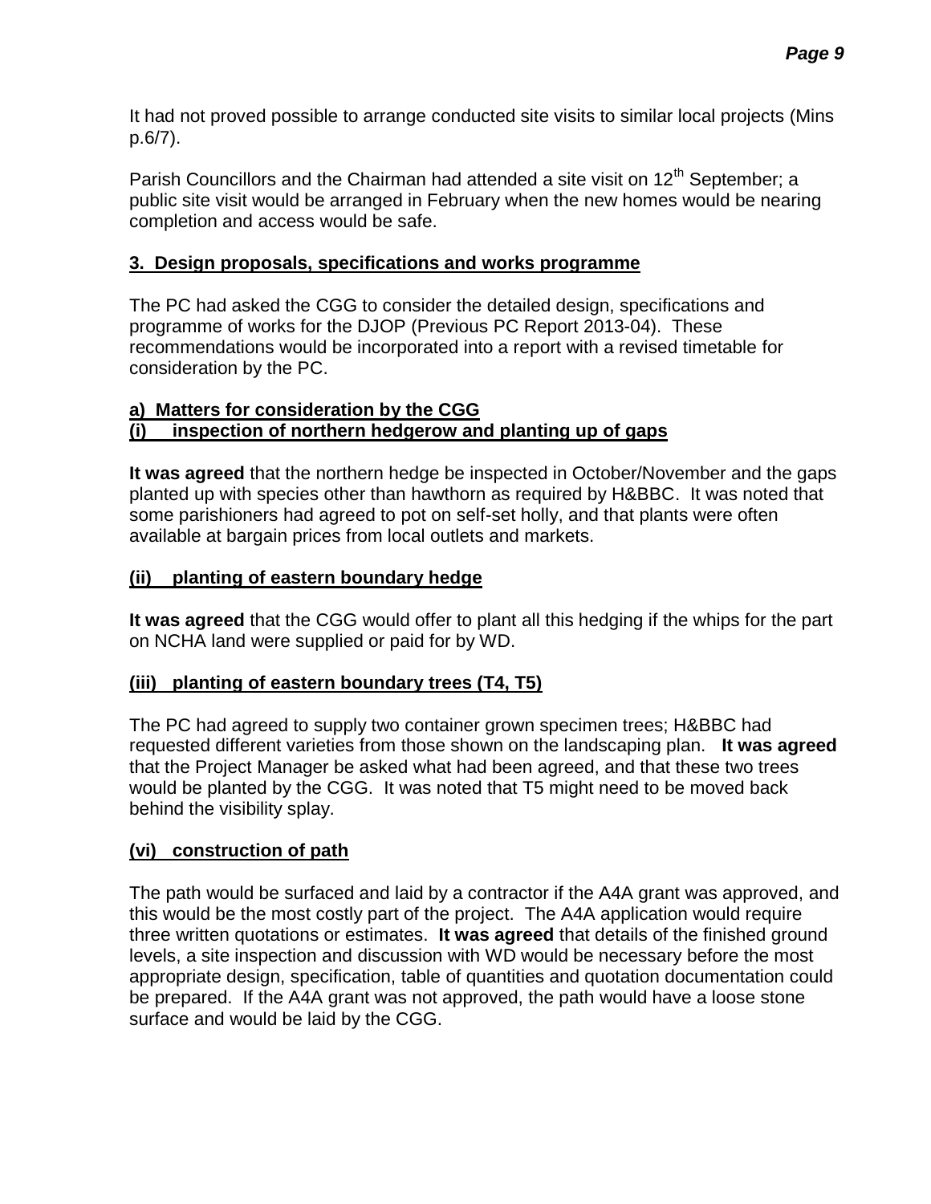It had not proved possible to arrange conducted site visits to similar local projects (Mins p.6/7).

Parish Councillors and the Chairman had attended a site visit on 12th September; a public site visit would be arranged in February when the new homes would be nearing completion and access would be safe.

## 3. Design proposals, specifications and works programme

The PC had asked the CGG to consider the detailed design, specifications and programme of works for the DJOP (Previous PC Report 2013-04). These recommendations would be incorporated into a report with a revised timetable for consideration by the PC.

### a) Matters for consideration by the CGG

#### (i) inspection of northern hedgerow and planting up of gaps

**It was agreed** that the northern hedge be inspected in October/November and the gaps planted up with species other than hawthorn as required by H&BBC. It was noted that some parishioners had agreed to pot on self-set holly, and that plants were often available at bargain prices from local outlets and markets.

#### (ii) planting of eastern boundary hedge

**It was agreed** that the CGG would offer to plant all this hedging if the whips for the part on NCHA land were supplied or paid for by WD.

#### (iii) planting of eastern boundary trees (T4, T5)

The PC had agreed to supply two container grown specimen trees; H&BBC had requested different varieties from those shown on the landscaping plan. **It was agreed** that the Project Manager be asked what had been agreed, and that these two trees would be planted by the CGG. It was noted that T5 might need to be moved back behind the visibility splay.

#### (vi) construction of path

The path would be surfaced and laid by a contractor if the A4A grant was approved, and this would be the most costly part of the project. The A4A application would require three written quotations or estimates. **It was agreed** that details of the finished ground levels, a site inspection and discussion with WD would be necessary before the most appropriate design, specification, table of quantities and quotation documentation could be prepared. If the A4A grant was not approved, the path would have a loose stone surface and would be laid by the CGG.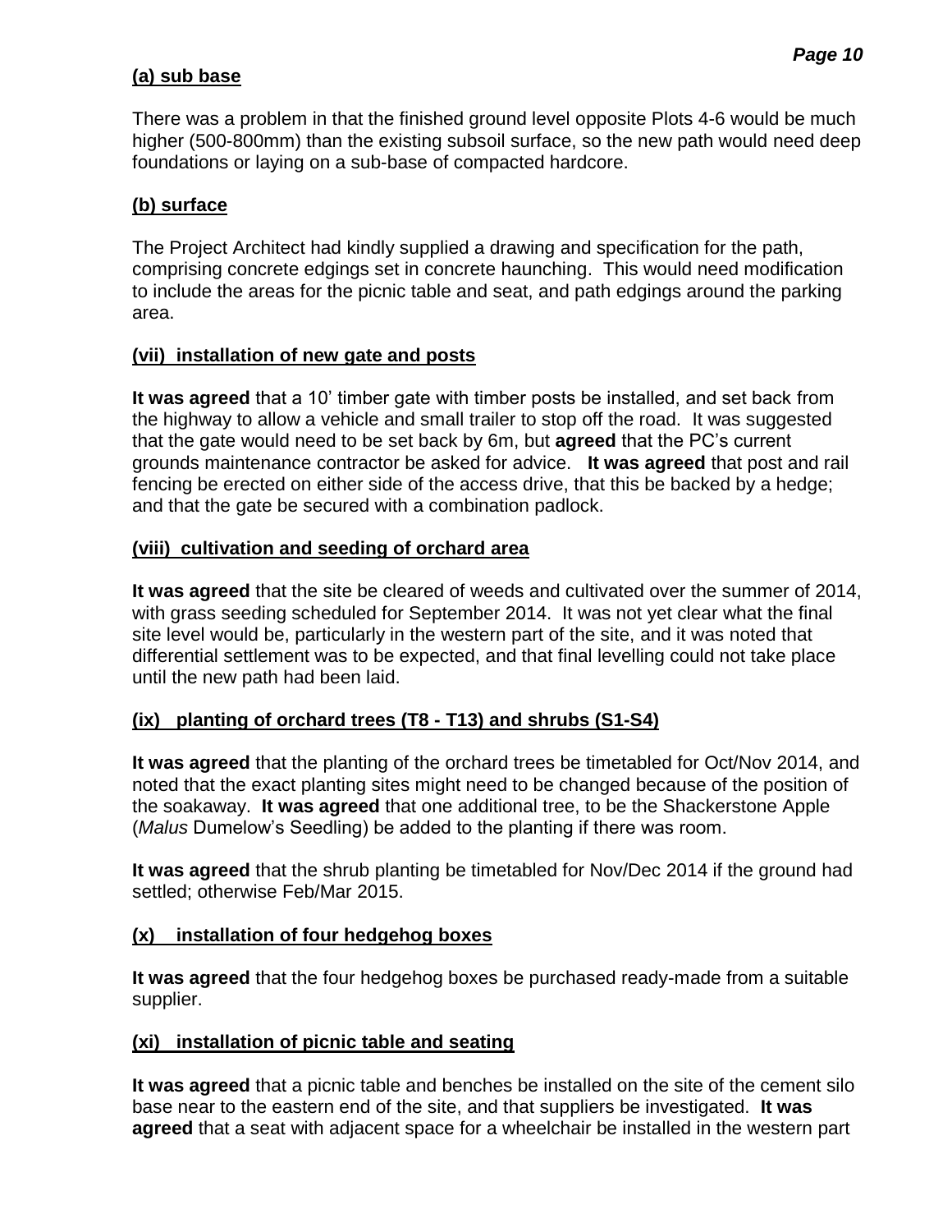**(a) sub base**

There was a problem in that the finished ground level opposite Plots 4-6 would be much higher (500-800mm) than the existing subsoil surface, so the new path would need deep foundations or laying on a sub-base of compacted hardcore.

**(b) surface**

The Project Architect had kindly supplied a drawing and specification for the path, comprising concrete edgings set in concrete haunching. This would need modification to include the areas for the picnic table and seat, and path edgings around the parking area.

**(vii) installation of new gate and posts**

**It was agreed** that a 10' timber gate with timber posts be installed, and set back from the highway to allow a vehicle and small trailer to stop off the road. It was suggested that the gate would need to be set back by 6m, but **agreed** that the PC's current grounds maintenance contractor be asked for advice. **It was agreed** that post and rail fencing be erected on either side of the access drive, that this be backed by a hedge; and that the gate be secured with a combination padlock.

**(viii) cultivation and seeding of orchard area**

**It was agreed** that the site be cleared of weeds and cultivated over the summer of 2014, with grass seeding scheduled for September 2014. It was not yet clear what the final site level would be, particularly in the western part of the site, and it was noted that differential settlement was to be expected, and that final levelling could not take place until the new path had been laid.

**(ix) planting of orchard trees (T8 - T13) and shrubs (S1-S4)**

**It was agreed** that the planting of the orchard trees be timetabled for Oct/Nov 2014, and noted that the exact planting sites might need to be changed because of the position of the soakaway. **It was agreed** that one additional tree, to be the Shackerstone Apple (*Malus* Dumelow's Seedling) be added to the planting if there was room.

**It was agreed** that the shrub planting be timetabled for Nov/Dec 2014 if the ground had settled; otherwise Feb/Mar 2015.

**(x) installation of four hedgehog boxes**

**It was agreed** that the four hedgehog boxes be purchased ready-made from a suitable supplier.

**(xi) installation of picnic table and seating**

**It was agreed** that a picnic table and benches be installed on the site of the cement silo base near to the eastern end of the site, and that suppliers be investigated. **It was agreed** that a seat with adjacent space for a wheelchair be installed in the western part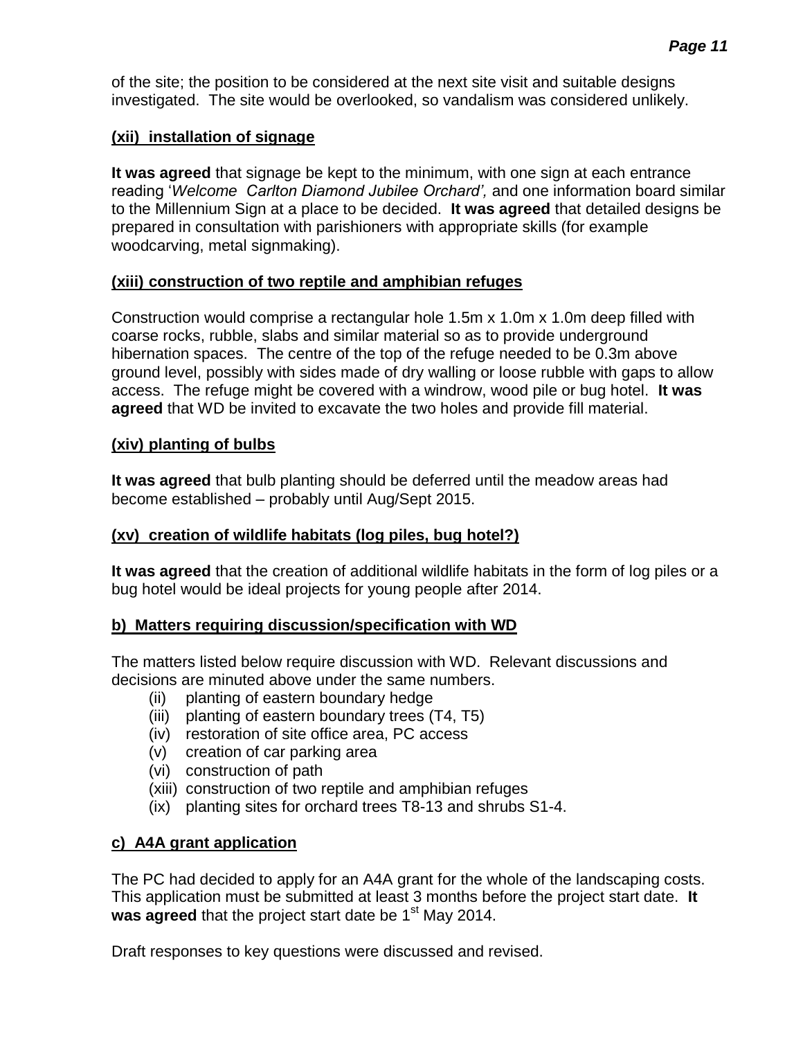of the site; the position to be considered at the next site visit and suitable designs investigated. The site would be overlooked, so vandalism was considered unlikely.

**(xii) installation of signage**

**It was agreed** that signage be kept to the minimum, with one sign at each entrance reading '*Welcome Carlton Diamond Jubilee Orchard',* and one information board similar to the Millennium Sign at a place to be decided. **It was agreed** that detailed designs be prepared in consultation with parishioners with appropriate skills (for example woodcarving, metal signmaking).

**(xiii) construction of two reptile and amphibian refuges**

Construction would comprise a rectangular hole 1.5m x 1.0m x 1.0m deep filled with coarse rocks, rubble, slabs and similar material so as to provide underground hibernation spaces. The centre of the top of the refuge needed to be 0.3m above ground level, possibly with sides made of dry walling or loose rubble with gaps to allow access. The refuge might be covered with a windrow, wood pile or bug hotel. **It was agreed** that WD be invited to excavate the two holes and provide fill material.

**(xiv) planting of bulbs**

**It was agreed** that bulb planting should be deferred until the meadow areas had become established – probably until Aug/Sept 2015.

**(xv) creation of wildlife habitats (log piles, bug hotel?)**

**It was agreed** that the creation of additional wildlife habitats in the form of log piles or a bug hotel would be ideal projects for young people after 2014.

**b) Matters requiring discussion/specification with WD**

The matters listed below require discussion with WD. Relevant discussions and decisions are minuted above under the same numbers.

- (ii) planting of eastern boundary hedge
- (iii) planting of eastern boundary trees (T4, T5)
- (iv) restoration of site office area, PC access
- (v) creation of car parking area
- (vi) construction of path
- (xiii) construction of two reptile and amphibian refuges
- (ix) planting sites for orchard trees T8-13 and shrubs S1-4.

**c) A4A grant application**

The PC had decided to apply for an A4A grant for the whole of the landscaping costs. This application must be submitted at least 3 months before the project start date. **It was agreed** that the project start date be 1st May 2014.

Draft responses to key questions were discussed and revised.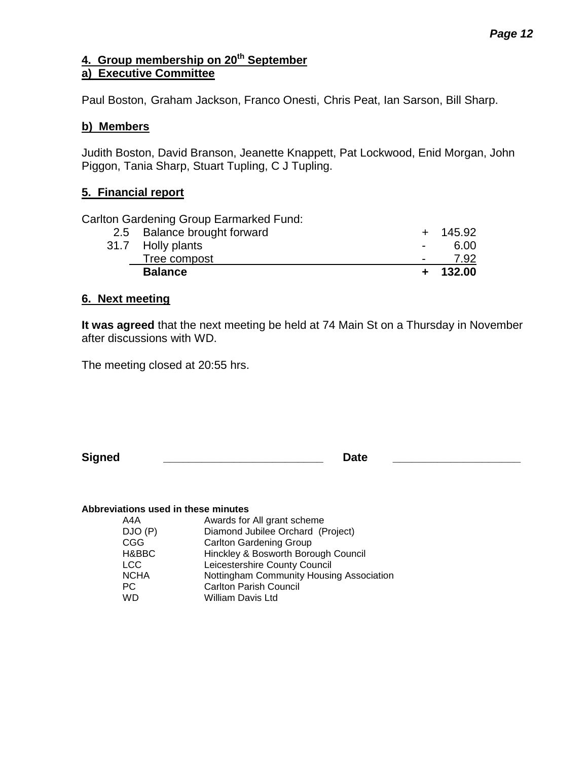## 4. Group membership on 20th September

### a) Executive Committee

Paul Boston, Graham Jackson, Franco Onesti, Chris Peat, Ian Sarson, Bill Sharp.

### b) Members

Judith Boston, David Branson, Jeanette Knappett, Pat Lockwood, Enid Morgan, John Piggon, Tania Sharp, Stuart Tupling, C J Tupling.

## 5. Financial report

Carlton Gardening Group Earmarked Fund:

| | | | |
|---|---|---|---|
| 2.5 | Balance brought forward | + | 145.92 |
| 31.7 | Holly plants | - | 6.00 |
| | Tree compost | - | 7.92 |
| | **Balance** | **+** | **132.00** |

## 6. Next meeting

**It was agreed** that the next meeting be held at 74 Main St on a Thursday in November after discussions with WD.

The meeting closed at 20:55 hrs.

**Signed** ________________________ **Date** ____________________

**Abbreviations used in these minutes**

| | |
|---|---|
| A4A | Awards for All grant scheme |
| DJO (P) | Diamond Jubilee Orchard (Project) |
| CGG | Carlton Gardening Group |
| H&BBC | Hinckley & Bosworth Borough Council |
| LCC | Leicestershire County Council |
| NCHA | Nottingham Community Housing Association |
| PC | Carlton Parish Council |
| WD | William Davis Ltd |